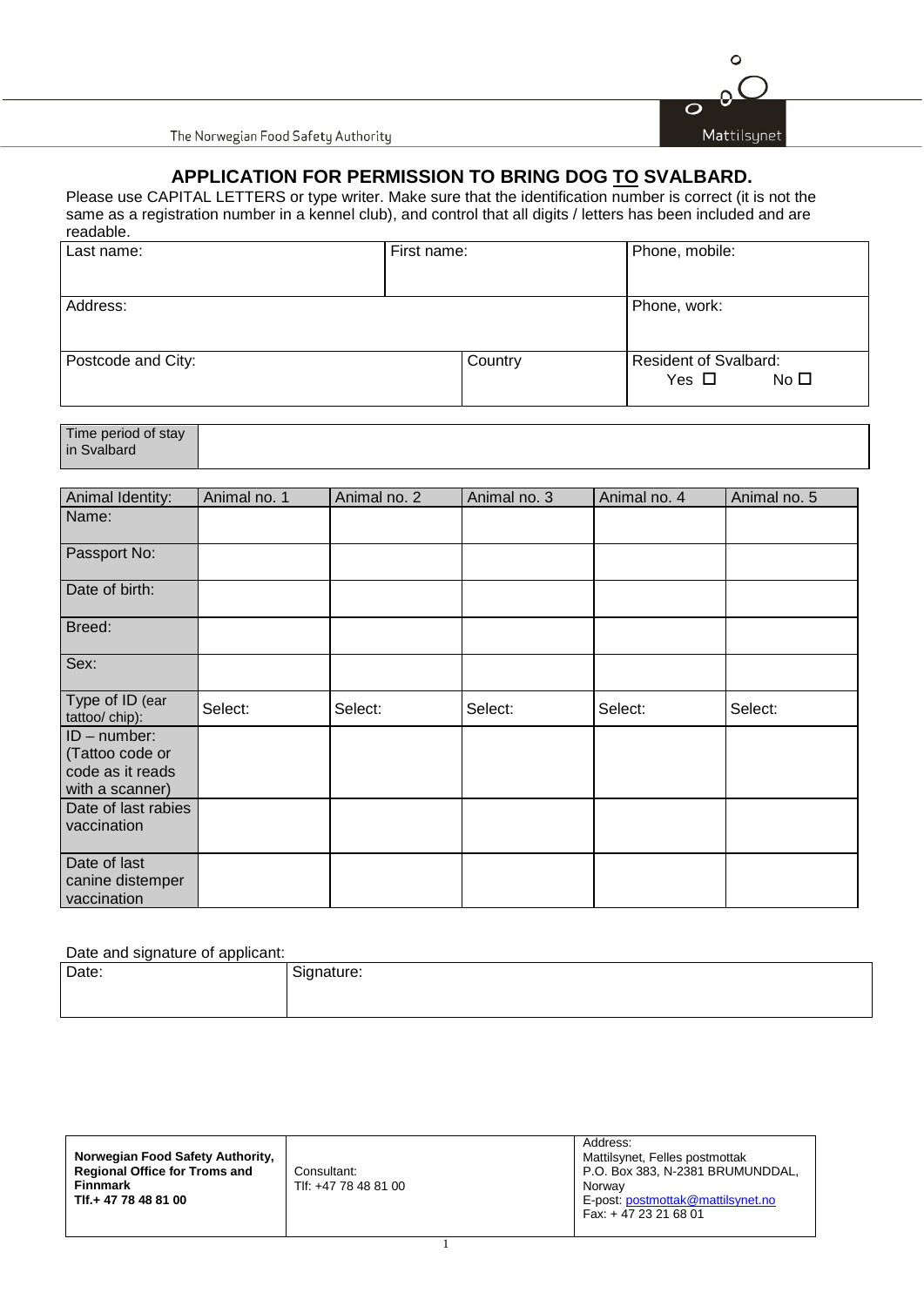The Norwegian Food Safety Authority

Mattilsynet

# APPLICATION FOR PERMISSION TO BRING DOG TO SVALBARD.

Please use CAPITAL LETTERS or type writer. Make sure that the identification number is correct (it is not the same as a registration number in a kennel club), and control that all digits / letters has been included and are readable.

| Last name: | First name: | Phone, mobile: |
|---|---|---|
| Address: | | Phone, work: |
| Postcode and City: | Country | Resident of Svalbard: Yes ☐ No ☐ |

| Time period of stay in Svalbard | |
|---|---|

| Animal Identity: | Animal no. 1 | Animal no. 2 | Animal no. 3 | Animal no. 4 | Animal no. 5 |
|---|---|---|---|---|---|
| Name: | | | | | |
| Passport No: | | | | | |
| Date of birth: | | | | | |
| Breed: | | | | | |
| Sex: | | | | | |
| Type of ID (ear tattoo/ chip): | Select: | Select: | Select: | Select: | Select: |
| ID – number: (Tattoo code or code as it reads with a scanner) | | | | | |
| Date of last rabies vaccination | | | | | |
| Date of last canine distemper vaccination | | | | | |

Date and signature of applicant:

| Date: | Signature: |
|---|---|

| **Norwegian Food Safety Authority, Regional Office for Troms and Finnmark Tlf.+ 47 78 48 81 00** | Consultant: Tlf: +47 78 48 81 00 | Address: Mattilsynet, Felles postmottak P.O. Box 383, N-2381 BRUMUNDDAL, Norway E-post: postmottak@mattilsynet.no Fax: + 47 23 21 68 01 |
|---|---|---|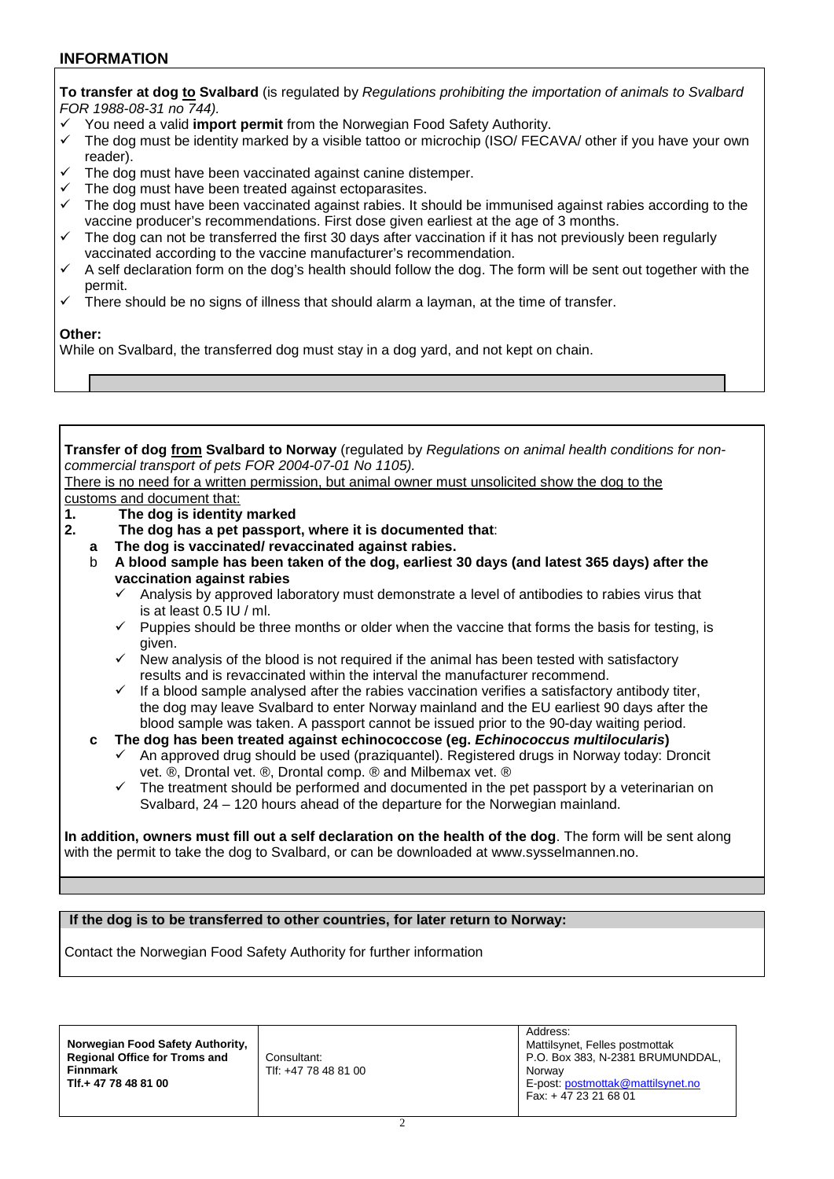## INFORMATION

**To transfer at dog <u>to</u> Svalbard** (is regulated by *Regulations prohibiting the importation of animals to Svalbard FOR 1988-08-31 no 744).*

- ✓ You need a valid **import permit** from the Norwegian Food Safety Authority.
- ✓ The dog must be identity marked by a visible tattoo or microchip (ISO/ FECAVA/ other if you have your own reader).
- ✓ The dog must have been vaccinated against canine distemper.
- ✓ The dog must have been treated against ectoparasites.
- ✓ The dog must have been vaccinated against rabies. It should be immunised against rabies according to the vaccine producer's recommendations. First dose given earliest at the age of 3 months.
- ✓ The dog can not be transferred the first 30 days after vaccination if it has not previously been regularly vaccinated according to the vaccine manufacturer's recommendation.
- ✓ A self declaration form on the dog's health should follow the dog. The form will be sent out together with the permit.
- ✓ There should be no signs of illness that should alarm a layman, at the time of transfer.

**Other:**
While on Svalbard, the transferred dog must stay in a dog yard, and not kept on chain.

**Transfer of dog <u>from</u> Svalbard to Norway** (regulated by *Regulations on animal health conditions for non-commercial transport of pets FOR 2004-07-01 No 1105).*

<u>There is no need for a written permission, but animal owner must unsolicited show the dog to the customs and document that:</u>

1. **The dog is identity marked**
2. **The dog has a pet passport, where it is documented that**:
   - a **The dog is vaccinated/ revaccinated against rabies.**
   - b **A blood sample has been taken of the dog, earliest 30 days (and latest 365 days) after the vaccination against rabies**
     - ✓ Analysis by approved laboratory must demonstrate a level of antibodies to rabies virus that is at least 0.5 IU / ml.
     - ✓ Puppies should be three months or older when the vaccine that forms the basis for testing, is given.
     - ✓ New analysis of the blood is not required if the animal has been tested with satisfactory results and is revaccinated within the interval the manufacturer recommend.
     - ✓ If a blood sample analysed after the rabies vaccination verifies a satisfactory antibody titer, the dog may leave Svalbard to enter Norway mainland and the EU earliest 90 days after the blood sample was taken. A passport cannot be issued prior to the 90-day waiting period.
   - c **The dog has been treated against echinococcose (eg. *Echinococcus multilocularis*)**
     - ✓ An approved drug should be used (praziquantel). Registered drugs in Norway today: Droncit vet. ®, Drontal vet. ®, Drontal comp. ® and Milbemax vet. ®
     - ✓ The treatment should be performed and documented in the pet passport by a veterinarian on Svalbard, 24 – 120 hours ahead of the departure for the Norwegian mainland.

**In addition, owners must fill out a self declaration on the health of the dog**. The form will be sent along with the permit to take the dog to Svalbard, or can be downloaded at www.sysselmannen.no.

**If the dog is to be transferred to other countries, for later return to Norway:**

Contact the Norwegian Food Safety Authority for further information

| | | |
|---|---|---|
| **Norwegian Food Safety Authority, Regional Office for Troms and Finnmark** **Tlf.+ 47 78 48 81 00** | Consultant: Tlf: +47 78 48 81 00 | Address: Mattilsynet, Felles postmottak P.O. Box 383, N-2381 BRUMUNDDAL, Norway E-post: postmottak@mattilsynet.no Fax: + 47 23 21 68 01 |